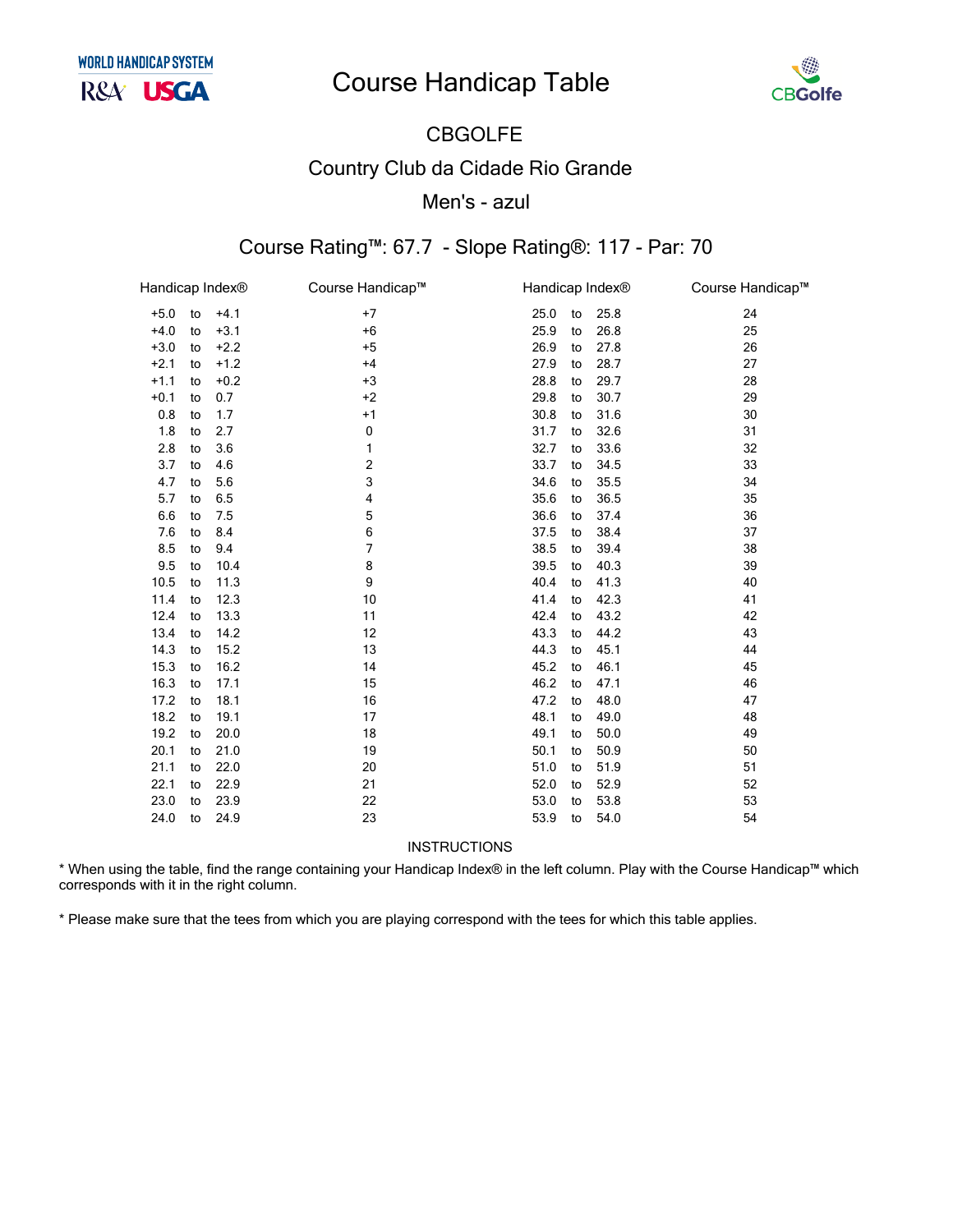WORLD HANDICAP SYSTEM
R&A USGA

# Course Handicap Table

CBGolfe

## CBGOLFE

## Country Club da Cidade Rio Grande

## Men's - azul

### Course Rating™: 67.7 - Slope Rating®: 117 - Par: 70

| Handicap Index® | Course Handicap™ | Handicap Index® | Course Handicap™ |
|---|---|---|---|
| +5.0 to +4.1 | +7 | 25.0 to 25.8 | 24 |
| +4.0 to +3.1 | +6 | 25.9 to 26.8 | 25 |
| +3.0 to +2.2 | +5 | 26.9 to 27.8 | 26 |
| +2.1 to +1.2 | +4 | 27.9 to 28.7 | 27 |
| +1.1 to +0.2 | +3 | 28.8 to 29.7 | 28 |
| +0.1 to 0.7 | +2 | 29.8 to 30.7 | 29 |
| 0.8 to 1.7 | +1 | 30.8 to 31.6 | 30 |
| 1.8 to 2.7 | 0 | 31.7 to 32.6 | 31 |
| 2.8 to 3.6 | 1 | 32.7 to 33.6 | 32 |
| 3.7 to 4.6 | 2 | 33.7 to 34.5 | 33 |
| 4.7 to 5.6 | 3 | 34.6 to 35.5 | 34 |
| 5.7 to 6.5 | 4 | 35.6 to 36.5 | 35 |
| 6.6 to 7.5 | 5 | 36.6 to 37.4 | 36 |
| 7.6 to 8.4 | 6 | 37.5 to 38.4 | 37 |
| 8.5 to 9.4 | 7 | 38.5 to 39.4 | 38 |
| 9.5 to 10.4 | 8 | 39.5 to 40.3 | 39 |
| 10.5 to 11.3 | 9 | 40.4 to 41.3 | 40 |
| 11.4 to 12.3 | 10 | 41.4 to 42.3 | 41 |
| 12.4 to 13.3 | 11 | 42.4 to 43.2 | 42 |
| 13.4 to 14.2 | 12 | 43.3 to 44.2 | 43 |
| 14.3 to 15.2 | 13 | 44.3 to 45.1 | 44 |
| 15.3 to 16.2 | 14 | 45.2 to 46.1 | 45 |
| 16.3 to 17.1 | 15 | 46.2 to 47.1 | 46 |
| 17.2 to 18.1 | 16 | 47.2 to 48.0 | 47 |
| 18.2 to 19.1 | 17 | 48.1 to 49.0 | 48 |
| 19.2 to 20.0 | 18 | 49.1 to 50.0 | 49 |
| 20.1 to 21.0 | 19 | 50.1 to 50.9 | 50 |
| 21.1 to 22.0 | 20 | 51.0 to 51.9 | 51 |
| 22.1 to 22.9 | 21 | 52.0 to 52.9 | 52 |
| 23.0 to 23.9 | 22 | 53.0 to 53.8 | 53 |
| 24.0 to 24.9 | 23 | 53.9 to 54.0 | 54 |

INSTRUCTIONS

* When using the table, find the range containing your Handicap Index® in the left column. Play with the Course Handicap™ which corresponds with it in the right column.

* Please make sure that the tees from which you are playing correspond with the tees for which this table applies.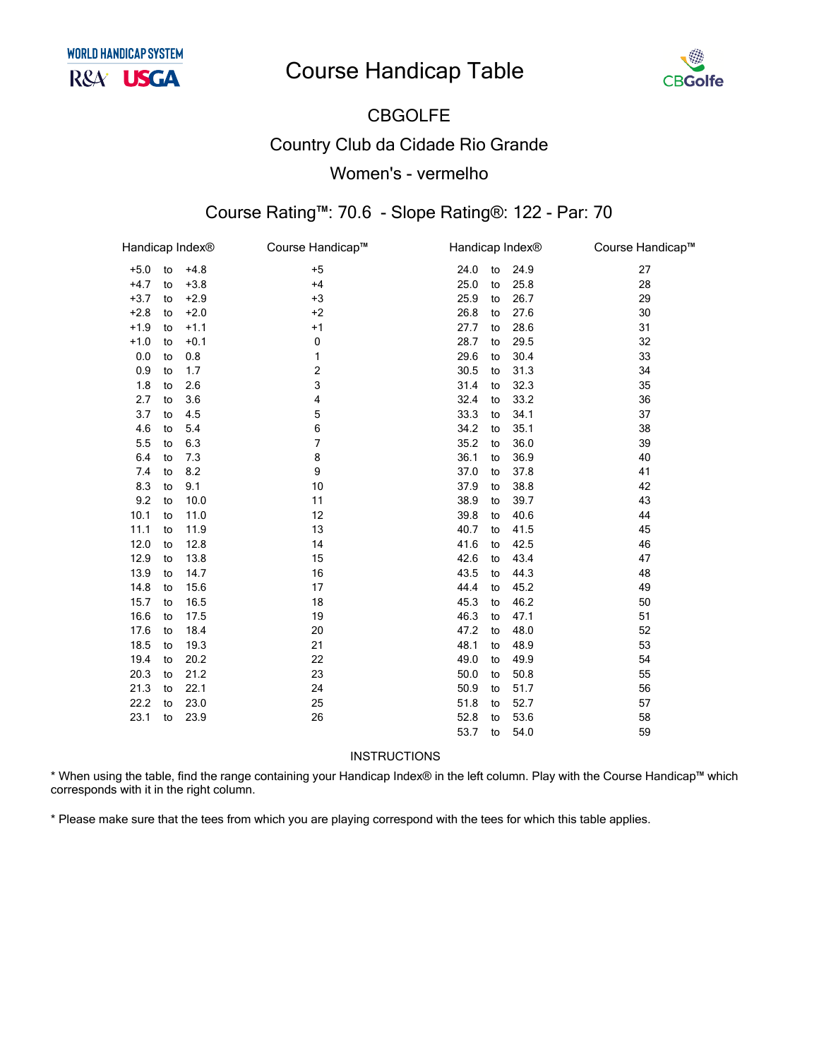# Course Handicap Table

## CBGOLFE

## Country Club da Cidade Rio Grande

## Women's - vermelho

### Course Rating™: 70.6 - Slope Rating®: 122 - Par: 70

| Handicap Index® | | | Course Handicap™ | Handicap Index® | | | Course Handicap™ |
|---|---|---|---|---|---|---|---|
| +5.0 | to | +4.8 | +5 | 24.0 | to | 24.9 | 27 |
| +4.7 | to | +3.8 | +4 | 25.0 | to | 25.8 | 28 |
| +3.7 | to | +2.9 | +3 | 25.9 | to | 26.7 | 29 |
| +2.8 | to | +2.0 | +2 | 26.8 | to | 27.6 | 30 |
| +1.9 | to | +1.1 | +1 | 27.7 | to | 28.6 | 31 |
| +1.0 | to | +0.1 | 0 | 28.7 | to | 29.5 | 32 |
| 0.0 | to | 0.8 | 1 | 29.6 | to | 30.4 | 33 |
| 0.9 | to | 1.7 | 2 | 30.5 | to | 31.3 | 34 |
| 1.8 | to | 2.6 | 3 | 31.4 | to | 32.3 | 35 |
| 2.7 | to | 3.6 | 4 | 32.4 | to | 33.2 | 36 |
| 3.7 | to | 4.5 | 5 | 33.3 | to | 34.1 | 37 |
| 4.6 | to | 5.4 | 6 | 34.2 | to | 35.1 | 38 |
| 5.5 | to | 6.3 | 7 | 35.2 | to | 36.0 | 39 |
| 6.4 | to | 7.3 | 8 | 36.1 | to | 36.9 | 40 |
| 7.4 | to | 8.2 | 9 | 37.0 | to | 37.8 | 41 |
| 8.3 | to | 9.1 | 10 | 37.9 | to | 38.8 | 42 |
| 9.2 | to | 10.0 | 11 | 38.9 | to | 39.7 | 43 |
| 10.1 | to | 11.0 | 12 | 39.8 | to | 40.6 | 44 |
| 11.1 | to | 11.9 | 13 | 40.7 | to | 41.5 | 45 |
| 12.0 | to | 12.8 | 14 | 41.6 | to | 42.5 | 46 |
| 12.9 | to | 13.8 | 15 | 42.6 | to | 43.4 | 47 |
| 13.9 | to | 14.7 | 16 | 43.5 | to | 44.3 | 48 |
| 14.8 | to | 15.6 | 17 | 44.4 | to | 45.2 | 49 |
| 15.7 | to | 16.5 | 18 | 45.3 | to | 46.2 | 50 |
| 16.6 | to | 17.5 | 19 | 46.3 | to | 47.1 | 51 |
| 17.6 | to | 18.4 | 20 | 47.2 | to | 48.0 | 52 |
| 18.5 | to | 19.3 | 21 | 48.1 | to | 48.9 | 53 |
| 19.4 | to | 20.2 | 22 | 49.0 | to | 49.9 | 54 |
| 20.3 | to | 21.2 | 23 | 50.0 | to | 50.8 | 55 |
| 21.3 | to | 22.1 | 24 | 50.9 | to | 51.7 | 56 |
| 22.2 | to | 23.0 | 25 | 51.8 | to | 52.7 | 57 |
| 23.1 | to | 23.9 | 26 | 52.8 | to | 53.6 | 58 |
| | | | | 53.7 | to | 54.0 | 59 |

INSTRUCTIONS

* When using the table, find the range containing your Handicap Index® in the left column. Play with the Course Handicap™ which corresponds with it in the right column.

* Please make sure that the tees from which you are playing correspond with the tees for which this table applies.